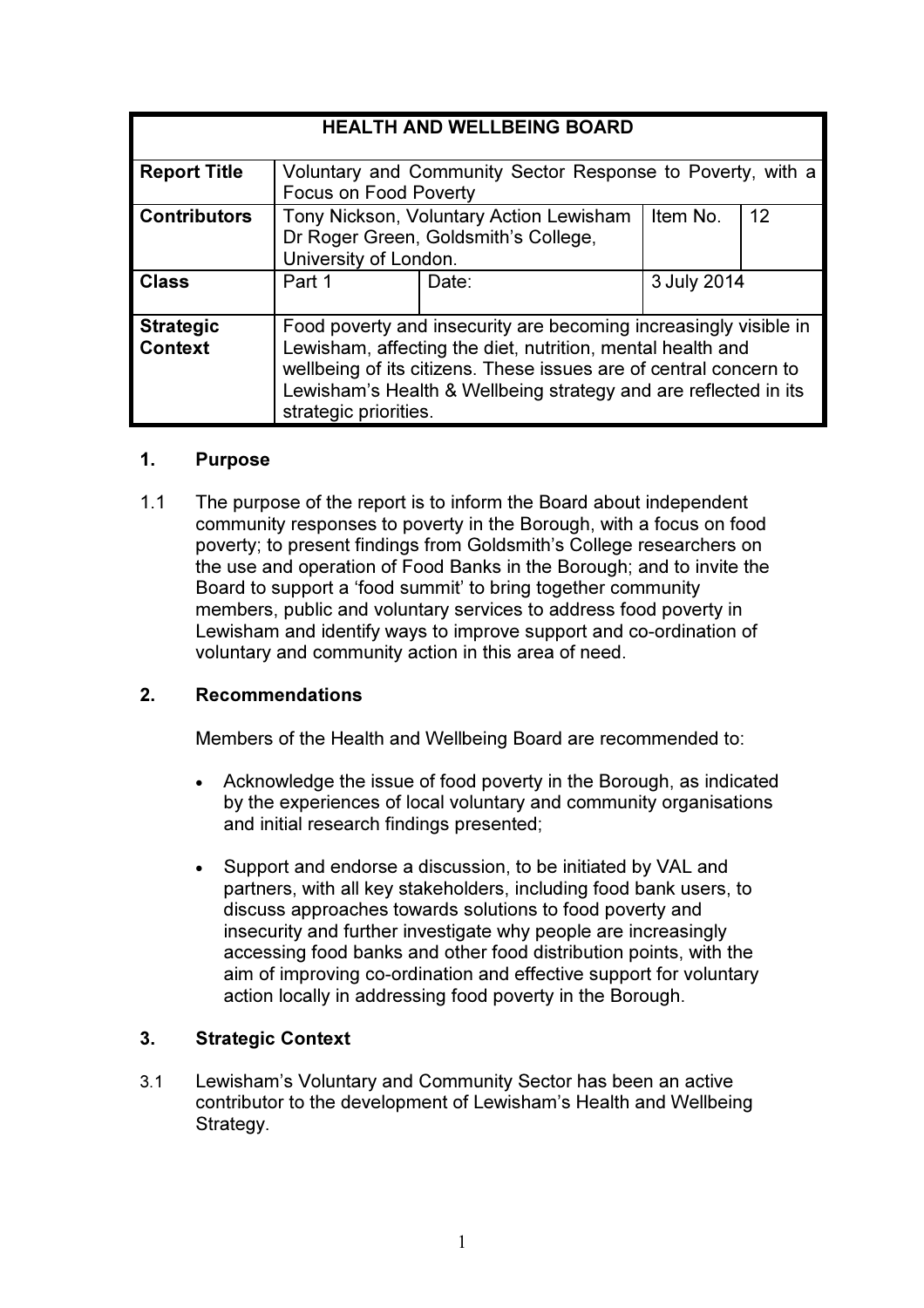| HEALTH AND WELLBEING BOARD | | | | |
|---|---|---|---|---|
| **Report Title** | Voluntary and Community Sector Response to Poverty, with a Focus on Food Poverty | | | |
| **Contributors** | Tony Nickson, Voluntary Action Lewisham<br>Dr Roger Green, Goldsmith's College, University of London. | | Item No. | 12 |
| **Class** | Part 1 | Date: | 3 July 2014 | |
| **Strategic Context** | Food poverty and insecurity are becoming increasingly visible in Lewisham, affecting the diet, nutrition, mental health and wellbeing of its citizens. These issues are of central concern to Lewisham's Health & Wellbeing strategy and are reflected in its strategic priorities. | | | |

## 1. Purpose

1.1 The purpose of the report is to inform the Board about independent community responses to poverty in the Borough, with a focus on food poverty; to present findings from Goldsmith's College researchers on the use and operation of Food Banks in the Borough; and to invite the Board to support a 'food summit' to bring together community members, public and voluntary services to address food poverty in Lewisham and identify ways to improve support and co-ordination of voluntary and community action in this area of need.

## 2. Recommendations

Members of the Health and Wellbeing Board are recommended to:

- Acknowledge the issue of food poverty in the Borough, as indicated by the experiences of local voluntary and community organisations and initial research findings presented;
- Support and endorse a discussion, to be initiated by VAL and partners, with all key stakeholders, including food bank users, to discuss approaches towards solutions to food poverty and insecurity and further investigate why people are increasingly accessing food banks and other food distribution points, with the aim of improving co-ordination and effective support for voluntary action locally in addressing food poverty in the Borough.

## 3. Strategic Context

3.1 Lewisham's Voluntary and Community Sector has been an active contributor to the development of Lewisham's Health and Wellbeing Strategy.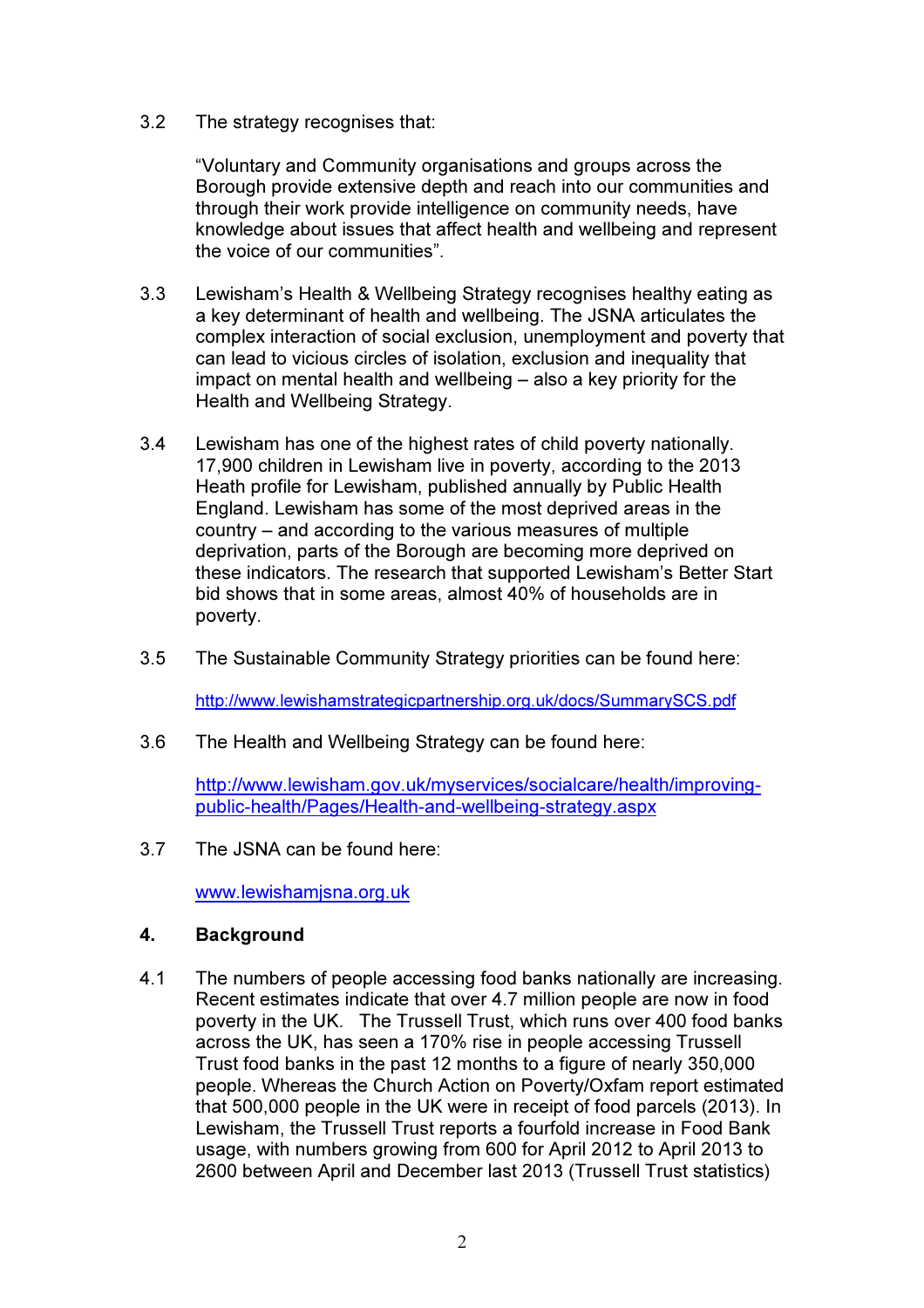3.2 The strategy recognises that:

"Voluntary and Community organisations and groups across the Borough provide extensive depth and reach into our communities and through their work provide intelligence on community needs, have knowledge about issues that affect health and wellbeing and represent the voice of our communities".

3.3 Lewisham's Health & Wellbeing Strategy recognises healthy eating as a key determinant of health and wellbeing. The JSNA articulates the complex interaction of social exclusion, unemployment and poverty that can lead to vicious circles of isolation, exclusion and inequality that impact on mental health and wellbeing – also a key priority for the Health and Wellbeing Strategy.

3.4 Lewisham has one of the highest rates of child poverty nationally. 17,900 children in Lewisham live in poverty, according to the 2013 Heath profile for Lewisham, published annually by Public Health England. Lewisham has some of the most deprived areas in the country – and according to the various measures of multiple deprivation, parts of the Borough are becoming more deprived on these indicators. The research that supported Lewisham's Better Start bid shows that in some areas, almost 40% of households are in poverty.

3.5 The Sustainable Community Strategy priorities can be found here:

[http://www.lewishamstrategicpartnership.org.uk/docs/SummarySCS.pdf](http://www.lewishamstrategicpartnership.org.uk/docs/SummarySCS.pdf)

3.6 The Health and Wellbeing Strategy can be found here:

[http://www.lewisham.gov.uk/myservices/socialcare/health/improving-public-health/Pages/Health-and-wellbeing-strategy.aspx](http://www.lewisham.gov.uk/myservices/socialcare/health/improving-public-health/Pages/Health-and-wellbeing-strategy.aspx)

3.7 The JSNA can be found here:

[www.lewishamjsna.org.uk](http://www.lewishamjsna.org.uk)

## 4. Background

4.1 The numbers of people accessing food banks nationally are increasing. Recent estimates indicate that over 4.7 million people are now in food poverty in the UK. The Trussell Trust, which runs over 400 food banks across the UK, has seen a 170% rise in people accessing Trussell Trust food banks in the past 12 months to a figure of nearly 350,000 people. Whereas the Church Action on Poverty/Oxfam report estimated that 500,000 people in the UK were in receipt of food parcels (2013). In Lewisham, the Trussell Trust reports a fourfold increase in Food Bank usage, with numbers growing from 600 for April 2012 to April 2013 to 2600 between April and December last 2013 (Trussell Trust statistics)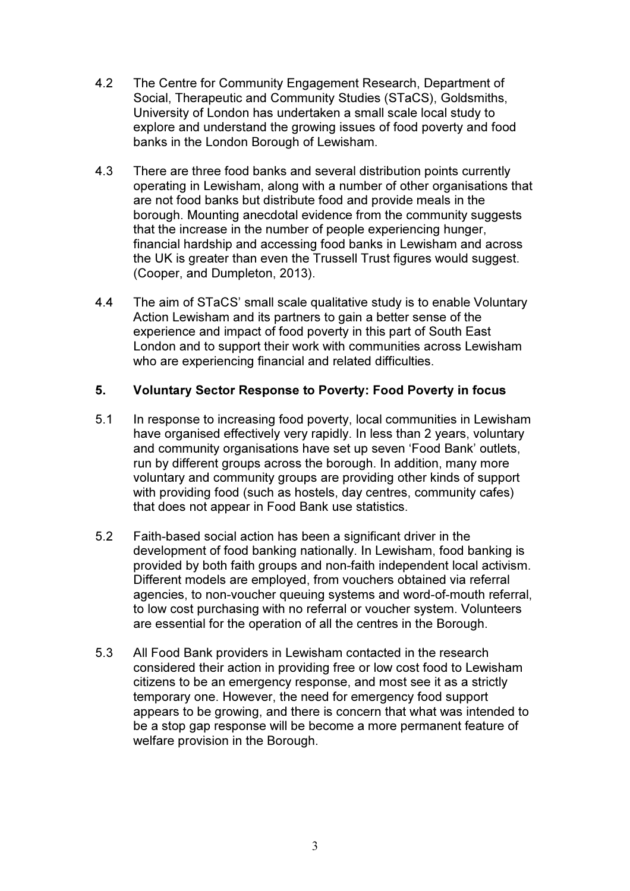4.2 The Centre for Community Engagement Research, Department of Social, Therapeutic and Community Studies (STaCS), Goldsmiths, University of London has undertaken a small scale local study to explore and understand the growing issues of food poverty and food banks in the London Borough of Lewisham.

4.3 There are three food banks and several distribution points currently operating in Lewisham, along with a number of other organisations that are not food banks but distribute food and provide meals in the borough. Mounting anecdotal evidence from the community suggests that the increase in the number of people experiencing hunger, financial hardship and accessing food banks in Lewisham and across the UK is greater than even the Trussell Trust figures would suggest. (Cooper, and Dumpleton, 2013).

4.4 The aim of STaCS' small scale qualitative study is to enable Voluntary Action Lewisham and its partners to gain a better sense of the experience and impact of food poverty in this part of South East London and to support their work with communities across Lewisham who are experiencing financial and related difficulties.

## 5. Voluntary Sector Response to Poverty: Food Poverty in focus

5.1 In response to increasing food poverty, local communities in Lewisham have organised effectively very rapidly. In less than 2 years, voluntary and community organisations have set up seven 'Food Bank' outlets, run by different groups across the borough. In addition, many more voluntary and community groups are providing other kinds of support with providing food (such as hostels, day centres, community cafes) that does not appear in Food Bank use statistics.

5.2 Faith-based social action has been a significant driver in the development of food banking nationally. In Lewisham, food banking is provided by both faith groups and non-faith independent local activism. Different models are employed, from vouchers obtained via referral agencies, to non-voucher queuing systems and word-of-mouth referral, to low cost purchasing with no referral or voucher system. Volunteers are essential for the operation of all the centres in the Borough.

5.3 All Food Bank providers in Lewisham contacted in the research considered their action in providing free or low cost food to Lewisham citizens to be an emergency response, and most see it as a strictly temporary one. However, the need for emergency food support appears to be growing, and there is concern that what was intended to be a stop gap response will be become a more permanent feature of welfare provision in the Borough.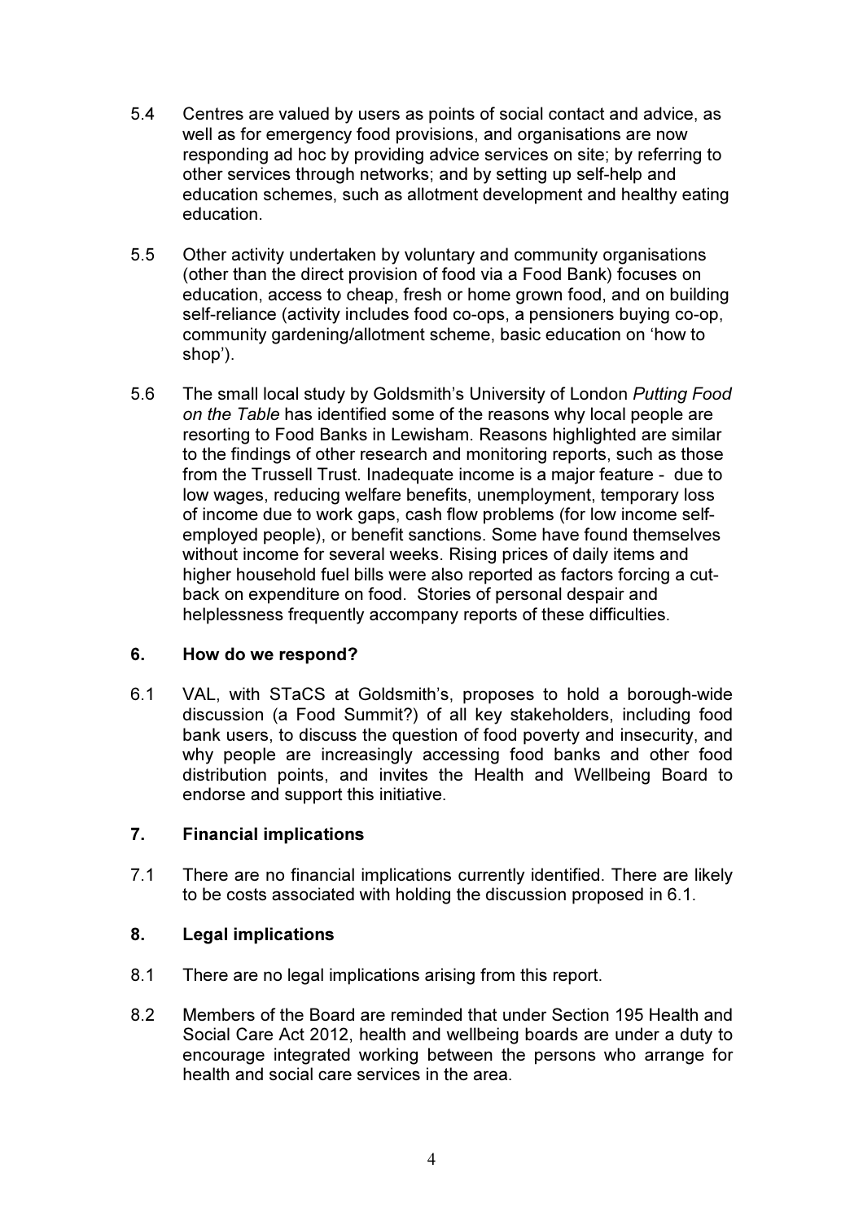5.4 Centres are valued by users as points of social contact and advice, as well as for emergency food provisions, and organisations are now responding ad hoc by providing advice services on site; by referring to other services through networks; and by setting up self-help and education schemes, such as allotment development and healthy eating education.

5.5 Other activity undertaken by voluntary and community organisations (other than the direct provision of food via a Food Bank) focuses on education, access to cheap, fresh or home grown food, and on building self-reliance (activity includes food co-ops, a pensioners buying co-op, community gardening/allotment scheme, basic education on 'how to shop').

5.6 The small local study by Goldsmith's University of London *Putting Food on the Table* has identified some of the reasons why local people are resorting to Food Banks in Lewisham. Reasons highlighted are similar to the findings of other research and monitoring reports, such as those from the Trussell Trust. Inadequate income is a major feature - due to low wages, reducing welfare benefits, unemployment, temporary loss of income due to work gaps, cash flow problems (for low income self-employed people), or benefit sanctions. Some have found themselves without income for several weeks. Rising prices of daily items and higher household fuel bills were also reported as factors forcing a cut-back on expenditure on food. Stories of personal despair and helplessness frequently accompany reports of these difficulties.

## 6. How do we respond?

6.1 VAL, with STaCS at Goldsmith's, proposes to hold a borough-wide discussion (a Food Summit?) of all key stakeholders, including food bank users, to discuss the question of food poverty and insecurity, and why people are increasingly accessing food banks and other food distribution points, and invites the Health and Wellbeing Board to endorse and support this initiative.

## 7. Financial implications

7.1 There are no financial implications currently identified. There are likely to be costs associated with holding the discussion proposed in 6.1.

## 8. Legal implications

8.1 There are no legal implications arising from this report.

8.2 Members of the Board are reminded that under Section 195 Health and Social Care Act 2012, health and wellbeing boards are under a duty to encourage integrated working between the persons who arrange for health and social care services in the area.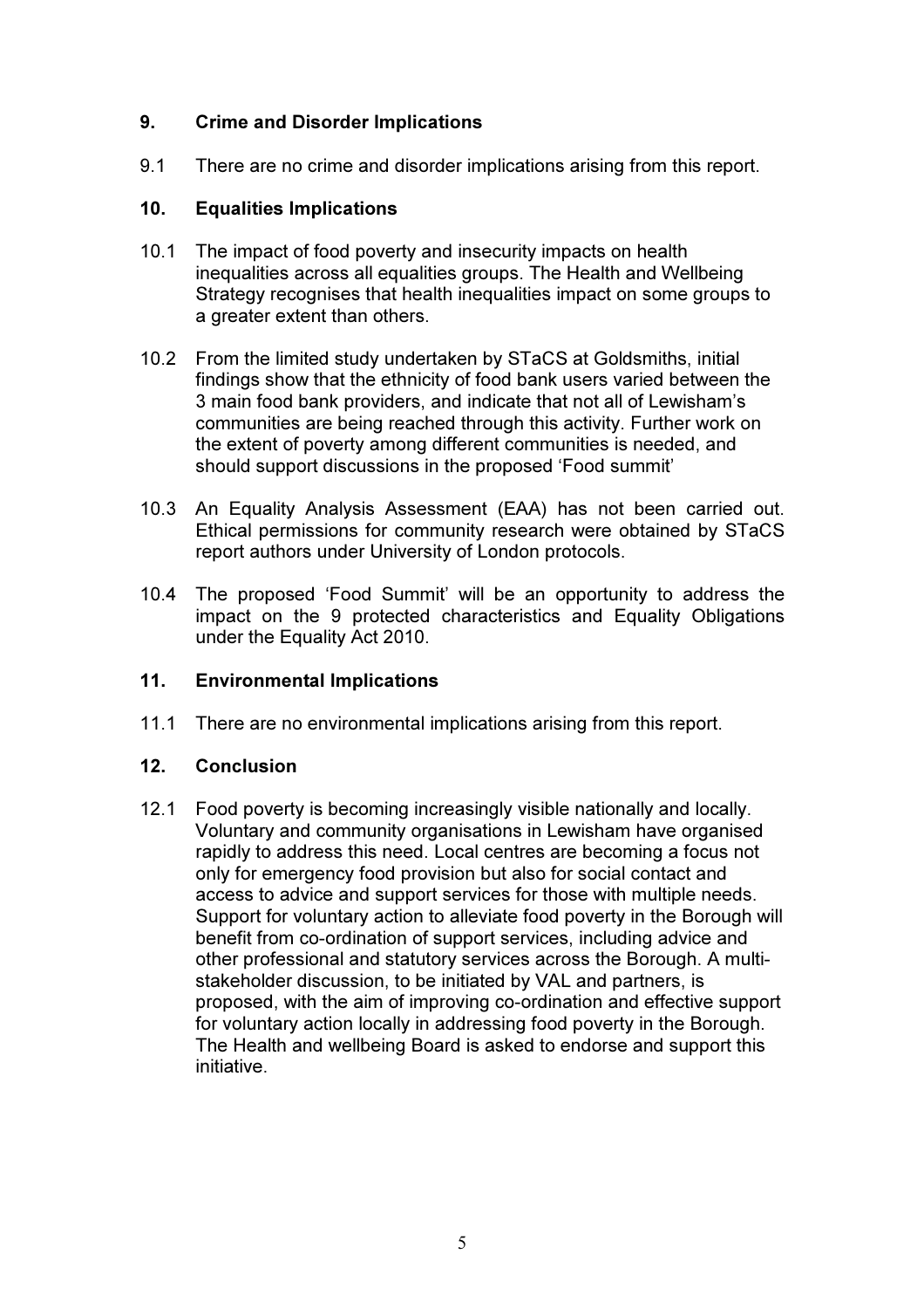## 9. Crime and Disorder Implications

9.1 There are no crime and disorder implications arising from this report.

## 10. Equalities Implications

10.1 The impact of food poverty and insecurity impacts on health inequalities across all equalities groups. The Health and Wellbeing Strategy recognises that health inequalities impact on some groups to a greater extent than others.

10.2 From the limited study undertaken by STaCS at Goldsmiths, initial findings show that the ethnicity of food bank users varied between the 3 main food bank providers, and indicate that not all of Lewisham's communities are being reached through this activity. Further work on the extent of poverty among different communities is needed, and should support discussions in the proposed 'Food summit'

10.3 An Equality Analysis Assessment (EAA) has not been carried out. Ethical permissions for community research were obtained by STaCS report authors under University of London protocols.

10.4 The proposed 'Food Summit' will be an opportunity to address the impact on the 9 protected characteristics and Equality Obligations under the Equality Act 2010.

## 11. Environmental Implications

11.1 There are no environmental implications arising from this report.

## 12. Conclusion

12.1 Food poverty is becoming increasingly visible nationally and locally. Voluntary and community organisations in Lewisham have organised rapidly to address this need. Local centres are becoming a focus not only for emergency food provision but also for social contact and access to advice and support services for those with multiple needs. Support for voluntary action to alleviate food poverty in the Borough will benefit from co-ordination of support services, including advice and other professional and statutory services across the Borough. A multi-stakeholder discussion, to be initiated by VAL and partners, is proposed, with the aim of improving co-ordination and effective support for voluntary action locally in addressing food poverty in the Borough. The Health and wellbeing Board is asked to endorse and support this initiative.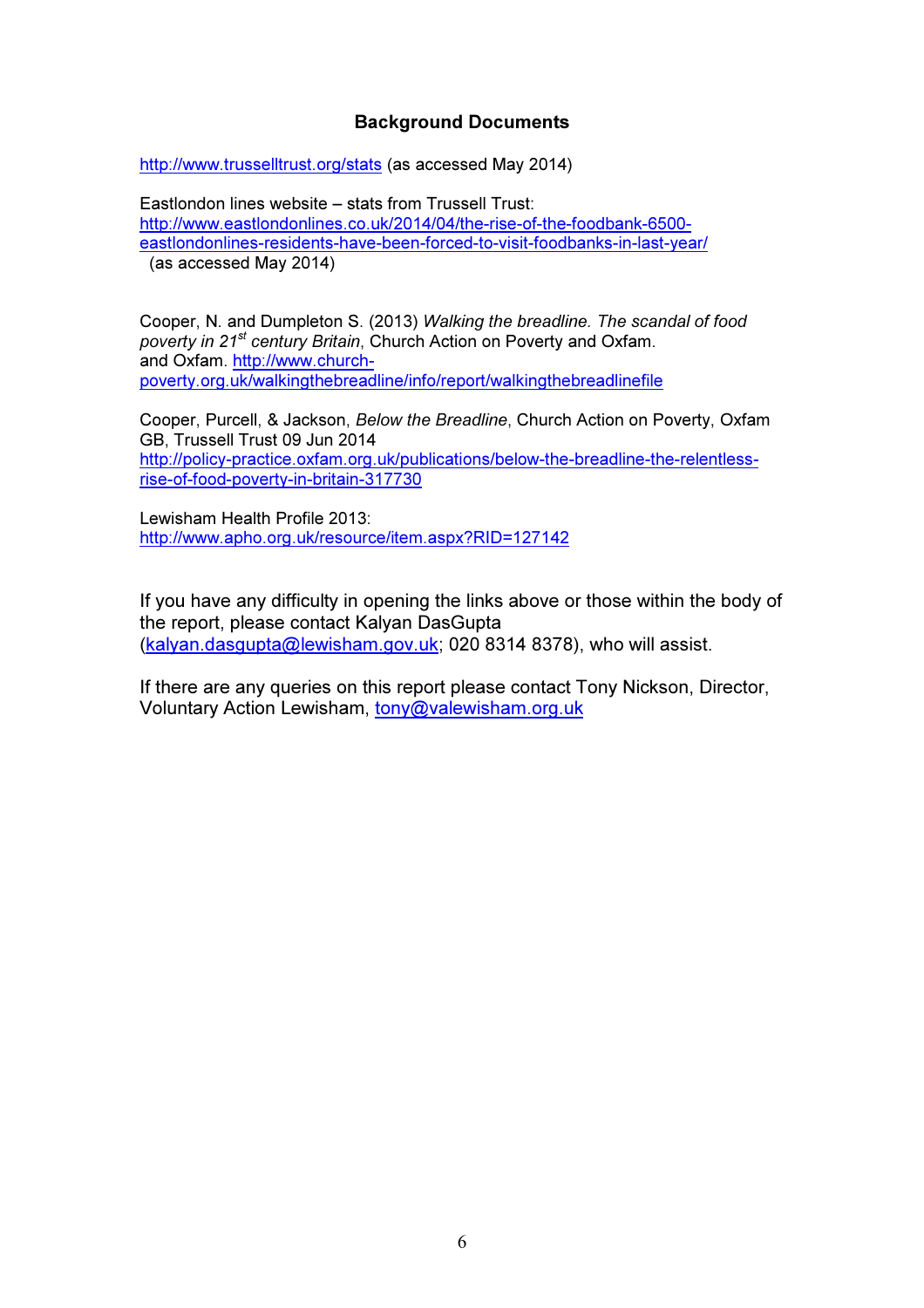### Background Documents

http://www.trusselltrust.org/stats (as accessed May 2014)

Eastlondon lines website – stats from Trussell Trust:
http://www.eastlondonlines.co.uk/2014/04/the-rise-of-the-foodbank-6500-eastlondonlines-residents-have-been-forced-to-visit-foodbanks-in-last-year/
(as accessed May 2014)

Cooper, N. and Dumpleton S. (2013) *Walking the breadline. The scandal of food poverty in 21st century Britain*, Church Action on Poverty and Oxfam. and Oxfam. http://www.church-poverty.org.uk/walkingthebreadline/info/report/walkingthebreadlinefile

Cooper, Purcell, & Jackson, *Below the Breadline*, Church Action on Poverty, Oxfam GB, Trussell Trust 09 Jun 2014
http://policy-practice.oxfam.org.uk/publications/below-the-breadline-the-relentless-rise-of-food-poverty-in-britain-317730

Lewisham Health Profile 2013:
http://www.apho.org.uk/resource/item.aspx?RID=127142

If you have any difficulty in opening the links above or those within the body of the report, please contact Kalyan DasGupta (kalyan.dasgupta@lewisham.gov.uk; 020 8314 8378), who will assist.

If there are any queries on this report please contact Tony Nickson, Director, Voluntary Action Lewisham, tony@valewisham.org.uk